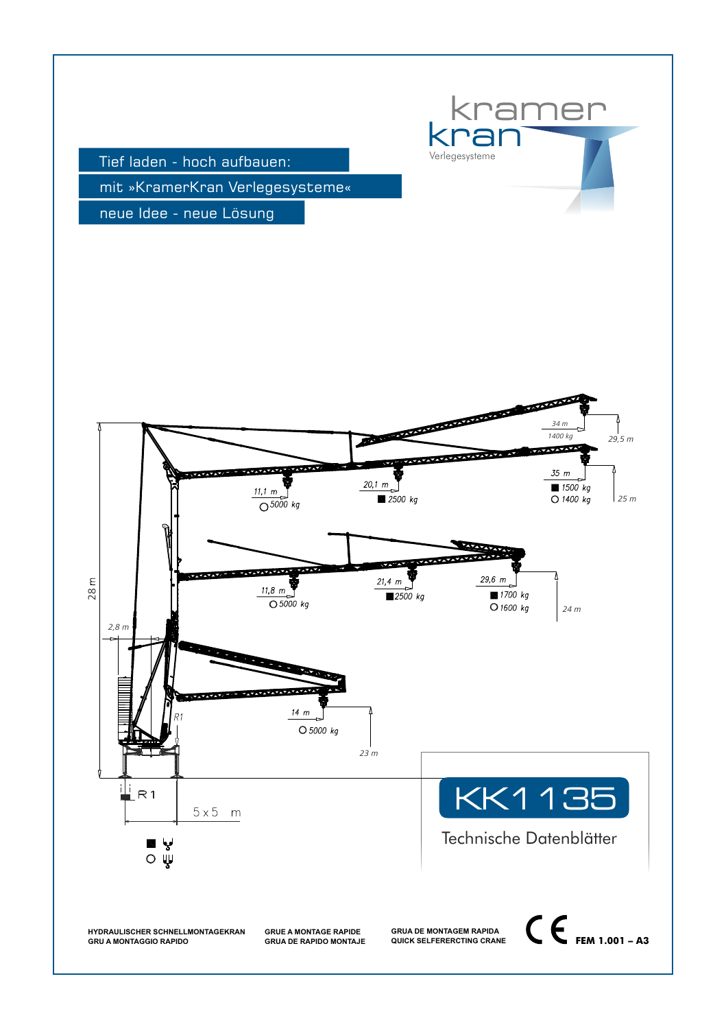kramer kran
Verlegesysteme

Tief laden - hoch aufbauen:

mit »KramerKran Verlegesysteme«

neue Idee - neue Lösung

28 m

11,1 m
○ 5000 kg

20,1 m
■ 2500 kg

34 m
1400 kg

29,5 m

35 m
■ 1500 kg
○ 1400 kg

25 m

11,8 m
○ 5000 kg

21,4 m
■ 2500 kg

29,6 m
■ 1700 kg
○ 1600 kg

24 m

2,8 m

R1

14 m
○ 5000 kg

23 m

R 1

5 x 5 m

# KK1135

Technische Datenblätter

**HYDRAULISCHER SCHNELLMONTAGEKRAN**
**GRU A MONTAGGIO RAPIDO**

**GRUE A MONTAGE RAPIDE**
**GRUA DE RAPIDO MONTAJE**

**GRUA DE MONTAGEM RAPIDA**
**QUICK SELFERERCTING CRANE**

CE **FEM 1.001 – A3**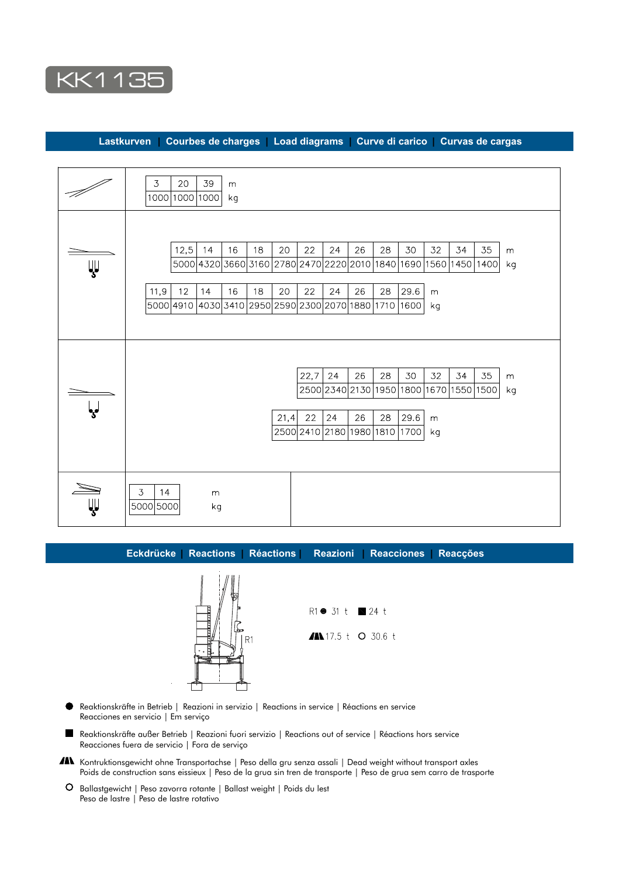# KK1135

## Lastkurven | Courbes de charges | Load diagrams | Curve di carico | Curvas de cargas

| m | 3 | 20 | 39 |
|---|---|---|---|
| kg | 1000 | 1000 | 1000 |

| m | 12,5 | 14 | 16 | 18 | 20 | 22 | 24 | 26 | 28 | 30 | 32 | 34 | 35 |
|---|---|---|---|---|---|---|---|---|---|---|---|---|---|
| kg | 5000 | 4320 | 3660 | 3160 | 2780 | 2470 | 2220 | 2010 | 1840 | 1690 | 1560 | 1450 | 1400 |

| m | 11,9 | 12 | 14 | 16 | 18 | 20 | 22 | 24 | 26 | 28 | 29.6 |
|---|---|---|---|---|---|---|---|---|---|---|---|
| kg | 5000 | 4910 | 4030 | 3410 | 2950 | 2590 | 2300 | 2070 | 1880 | 1710 | 1600 |

| m | 22,7 | 24 | 26 | 28 | 30 | 32 | 34 | 35 |
|---|---|---|---|---|---|---|---|---|
| kg | 2500 | 2340 | 2130 | 1950 | 1800 | 1670 | 1550 | 1500 |

| m | 21,4 | 22 | 24 | 26 | 28 | 29.6 |
|---|---|---|---|---|---|---|
| kg | 2500 | 2410 | 2180 | 1980 | 1810 | 1700 |

| m | 3 | 14 |
|---|---|---|
| kg | 5000 | 5000 |

## Eckdrücke | Reactions | Réactions | Reazioni | Reacciones | Reacções

R1 ● 31 t ■ 24 t

▲ 17.5 t ○ 30.6 t

● Reaktionskräfte in Betrieb | Reazioni in servizio | Reactions in service | Réactions en service
Reacciones en servicio | Em serviço

■ Reaktionskräfte außer Betrieb | Reazioni fuori servizio | Reactions out of service | Réactions hors service
Reacciones fuera de servicio | Fora de serviço

▲ Kontruktionsgewicht ohne Transportachse | Peso della gru senza assali | Dead weight without transport axles
Poids de construction sans eissieux | Peso de la grua sin tren de transporte | Peso de grua sem carro de trasporte

○ Ballastgewicht | Peso zavorra rotante | Ballast weight | Poids du lest
Peso de lastre | Peso de lastre rotativo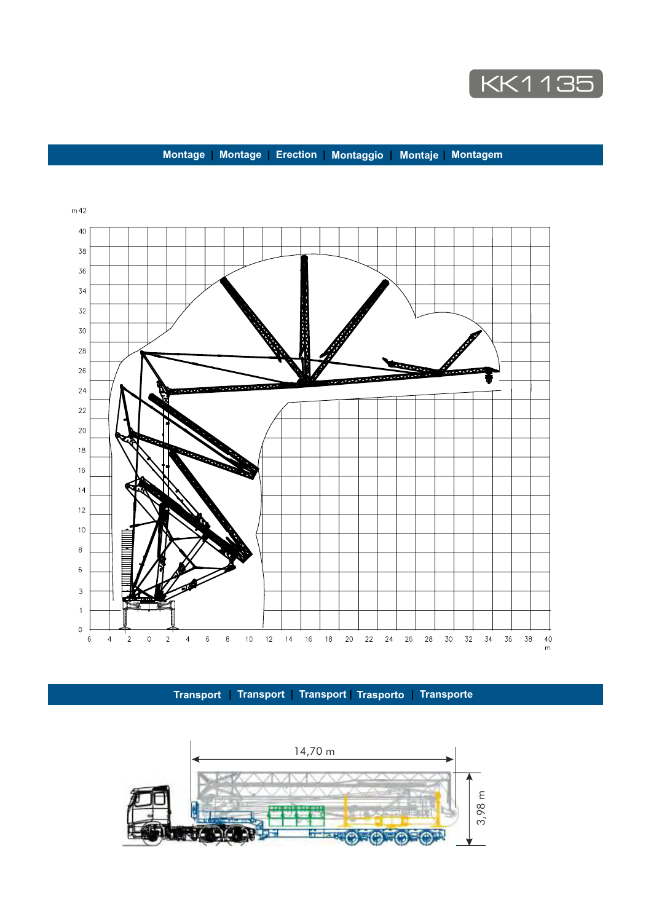# KK1135

## Montage | Montage | Erection | Montaggio | Montaje | Montagem

## Transport | Transport | Transport | Trasporto | Transporte

14,70 m

3,98 m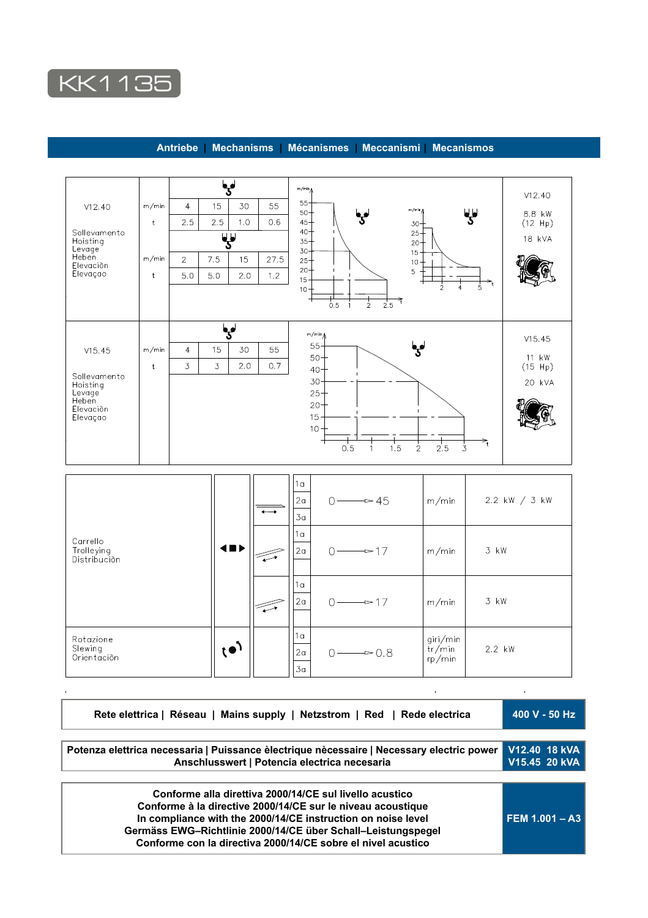# KK1135

## Antriebe | Mechanisms | Mécanismes | Meccanismi | Mecanismos

| | | | | | | | |
|---|---|---|---|---|---|---|---|
| V12.40 | m/min | 4 | 15 | 30 | 55 | | V12.40 |
| | t | 2.5 | 2.5 | 1.0 | 0.6 | | 8.8 kW (12 Hp) |
| Sollevamento Hoisting Levage Heben Elevaciòn Elevaçao | m/min | 2 | 7.5 | 15 | 27.5 | | 18 kVA |
| | t | 5.0 | 5.0 | 2.0 | 1.2 | | |
| V15.45 | m/min | 4 | 15 | 30 | 55 | | V15.45 |
| Sollevamento Hoisting Levage Heben Elevaciòn Elevaçao | t | 3 | 3 | 2.0 | 0.7 | | 11 kW (15 Hp) 20 kVA |

m/min
55
50
45
40
35
30
25
20
15
10
0.5 1 2 2.5 t

m/min
30
25
20
15
10
5
2 4 5 t

m/min
55
50
40
30
25
20
15
10
0.5 1 1.5 2 2.5 3 t

| | | | | | | |
|---|---|---|---|---|---|---|
| Carrello Trolleying Distribuciòn | | | 1a 2a 3a | 0 → 45 | m/min | 2.2 kW / 3 kW |
| | | | 1a 2a | 0 → 17 | m/min | 3 kW |
| | | | 1a 2a | 0 → 17 | m/min | 3 kW |
| Rotazione Slewing Orientaciòn | | | 1a 2a 3a | 0 → 0.8 | giri/min tr/min rp/min | 2.2 kW |

| | |
|---|---|
| **Rete elettrica \| Réseau \| Mains supply \| Netzstrom \| Red \| Rede electrica** | **400 V - 50 Hz** |

| | |
|---|---|
| **Potenza elettrica necessaria \| Puissance èlectrique nècessaire \| Necessary electric power Anschlusswert \| Potencia electrica necesaria** | **V12.40 18 kVA V15.45 20 kVA** |

| | |
|---|---|
| **Conforme alla direttiva 2000/14/CE sul livello acustico Conforme à la directive 2000/14/CE sur le niveau acoustique In compliance with the 2000/14/CE instruction on noise level Germäss EWG–Richtlinie 2000/14/CE über Schall–Leistungspegel Conforme con la directiva 2000/14/CE sobre el nivel acustico** | **FEM 1.001 – A3** |